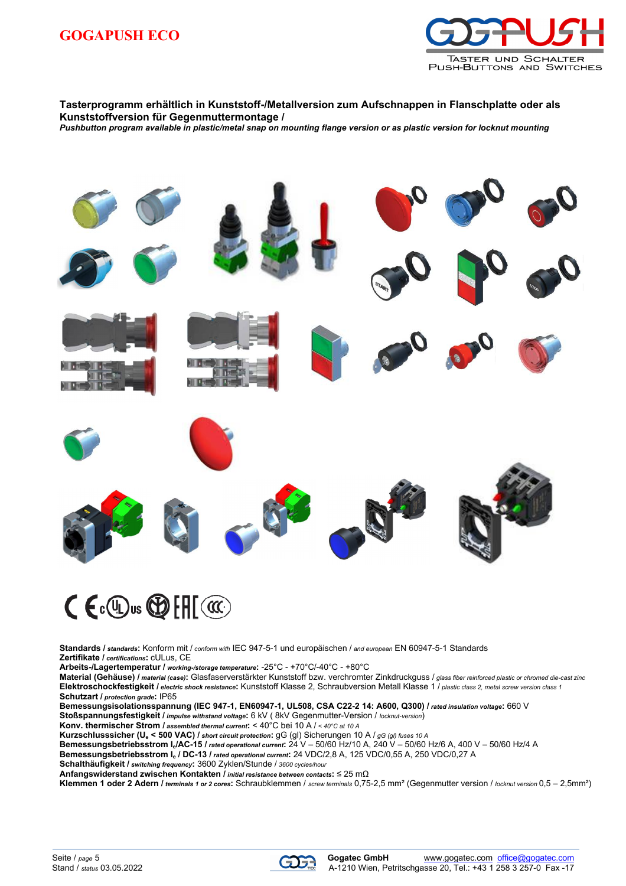# GOGAPUSH ECO

**Tasterprogramm erhältlich in Kunststoff-/Metallversion zum Aufschnappen in Flanschplatte oder als Kunststoffversion für Gegenmuttermontage /**
***Pushbutton program available in plastic/metal snap on mounting flange version or as plastic version for locknut mounting***

**Standards /** ***standards*****:** Konform mit / *conform with* IEC 947-5-1 und europäischen / *and european* EN 60947-5-1 Standards
**Zertifikate /** ***certifications*****:** cULus, CE
**Arbeits-/Lagertemperatur /** ***working-/storage temperature*****:** -25°C - +70°C/-40°C - +80°C
**Material (Gehäuse) /** ***material (case)*****:** Glasfaserverstärkter Kunststoff bzw. verchromter Zinkdruckguss / *glass fiber reinforced plastic or chromed die-cast zinc*
**Elektroschockfestigkeit /** ***electric shock resistance*****:** Kunststoff Klasse 2, Schraubversion Metall Klasse 1 / *plastic class 2, metal screw version class 1*
**Schutzart /** ***protection grade*****:** IP65
**Bemessungsisolationsspannung (IEC 947-1, EN60947-1, UL508, CSA C22-2 14: A600, Q300) /** ***rated insulation voltage*****:** 660 V
**Stoßspannungsfestigkeit /** ***impulse withstand voltage*****:** 6 kV ( 8kV Gegenmutter-Version / *locknut-version*)
**Konv. thermischer Strom /** ***assembled thermal current*****:** < 40°C bei 10 A / *< 40°C at 10 A*
**Kurzschlusssicher ($U_e$ < 500 VAC) /** ***short circuit protection*****:** gG (gl) Sicherungen 10 A / *gG (gl) fuses 10 A*
**Bemessungsbetriebsstrom $I_e$/AC-15 /** ***rated operational current*****:** 24 V – 50/60 Hz/10 A, 240 V – 50/60 Hz/6 A, 400 V – 50/60 Hz/4 A
**Bemessungsbetriebsstrom $I_e$ / DC-13 /** ***rated operational current*****:** 24 VDC/2,8 A, 125 VDC/0,55 A, 250 VDC/0,27 A
**Schalthäufigkeit /** ***switching frequency*****:** 3600 Zyklen/Stunde / *3600 cycles/hour*
**Anfangswiderstand zwischen Kontakten /** ***initial resistance between contacts*****:** ≤ 25 mΩ
**Klemmen 1 oder 2 Adern /** ***terminals 1 or 2 cores*****:** Schraubklemmen / *screw terminals* 0,75-2,5 mm² (Gegenmutter version / *locknut version* 0,5 – 2,5mm²)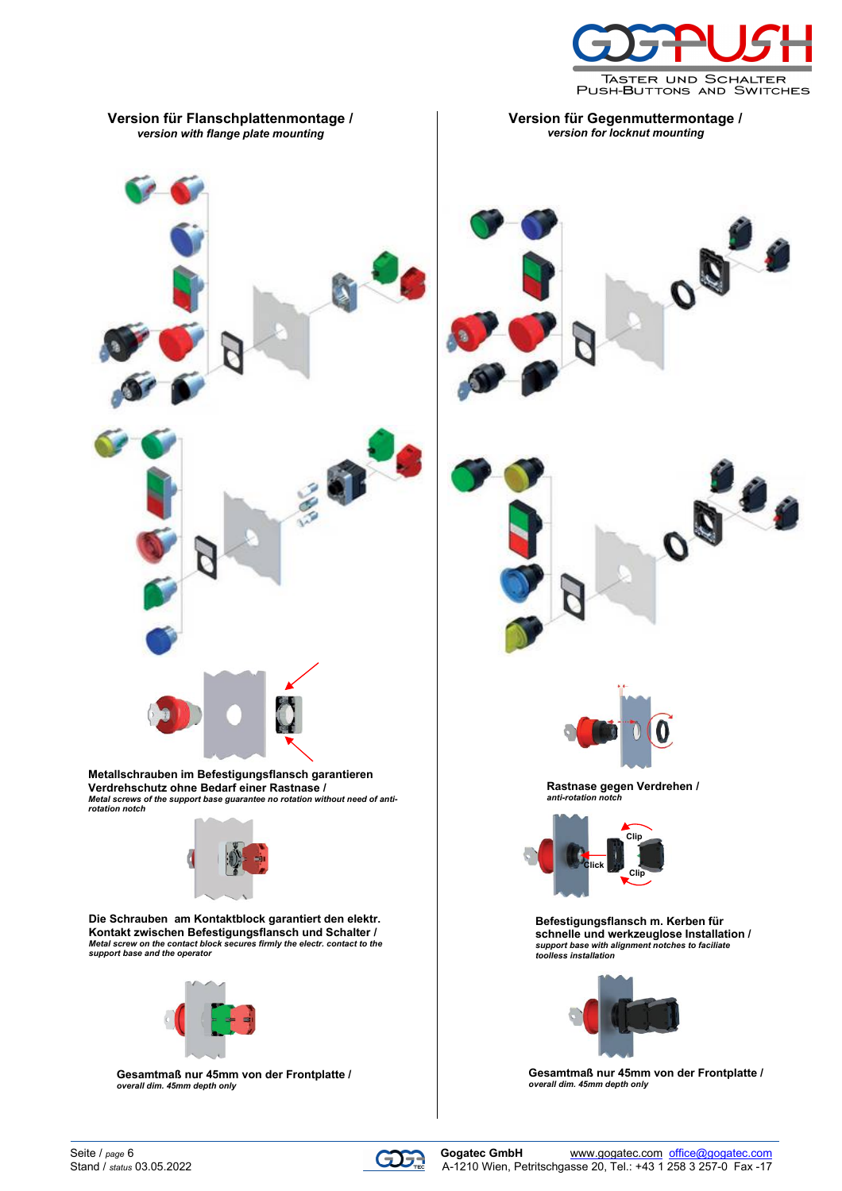## Version für Flanschplattenmontage /
*version with flange plate mounting*

**Metallschrauben im Befestigungsflansch garantieren Verdrehschutz ohne Bedarf einer Rastnase /**
***Metal screws of the support base guarantee no rotation without need of anti-rotation notch***

**Die Schrauben am Kontaktblock garantiert den elektr. Kontakt zwischen Befestigungsflansch und Schalter /**
***Metal screw on the contact block secures firmly the electr. contact to the support base and the operator***

**Gesamtmaß nur 45mm von der Frontplatte /**
***overall dim. 45mm depth only***

## Version für Gegenmuttermontage /
*version for locknut mounting*

**Rastnase gegen Verdrehen /**
***anti-rotation notch***

Clip

Click

Clip

**Befestigungsflansch m. Kerben für schnelle und werkzeuglose Installation /**
***support base with alignment notches to faciliate toolless installation***

**Gesamtmaß nur 45mm von der Frontplatte /**
***overall dim. 45mm depth only***

Seite / *page* 6
Stand / *status* 03.05.2022

**Gogatec GmbH** www.gogatec.com office@gogatec.com
A-1210 Wien, Petritschgasse 20, Tel.: +43 1 258 3 257-0 Fax -17